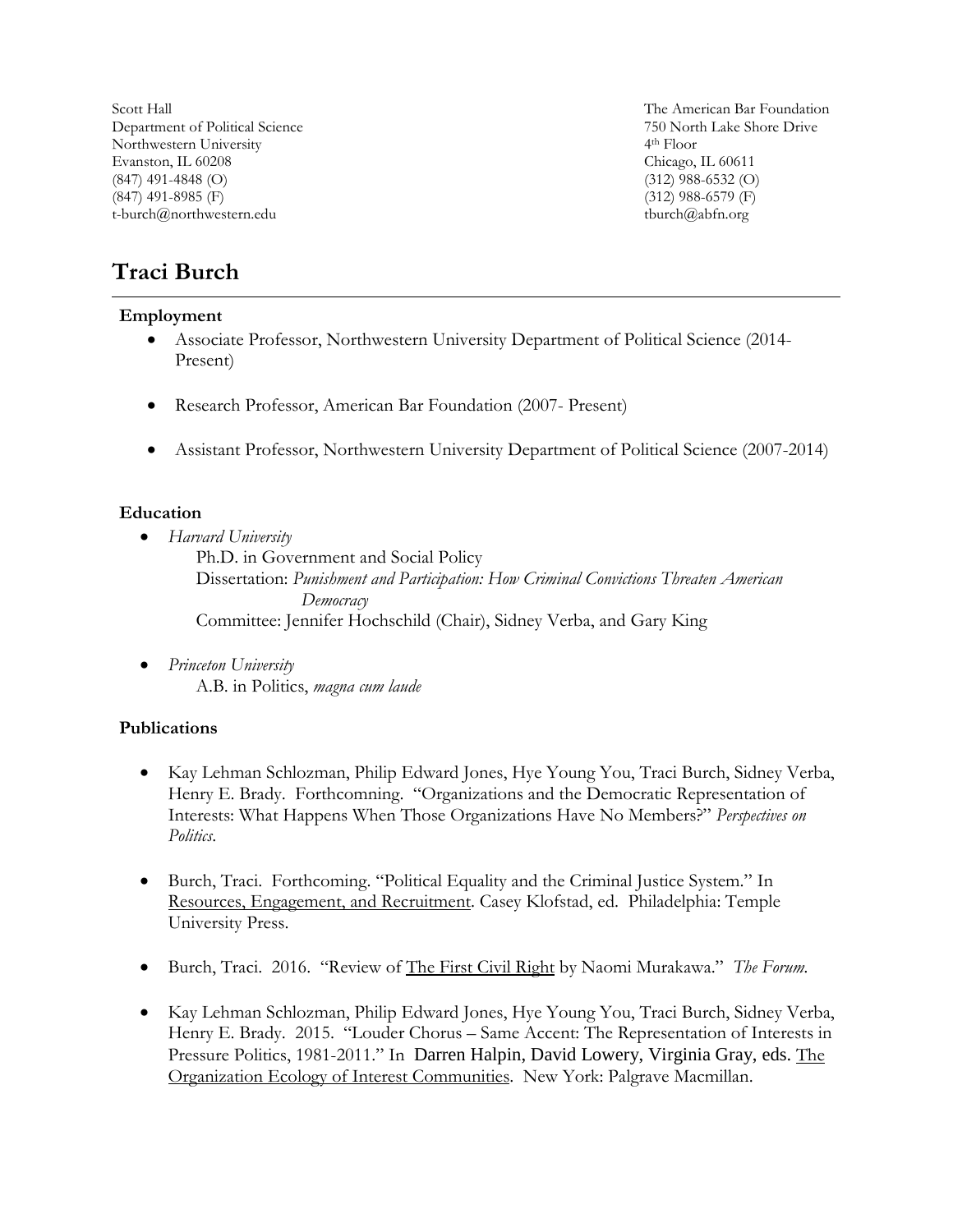Scott Hall
Department of Political Science
Northwestern University
Evanston, IL 60208
(847) 491-4848 (O)
(847) 491-8985 (F)
t-burch@northwestern.edu

The American Bar Foundation
750 North Lake Shore Drive
4th Floor
Chicago, IL 60611
(312) 988-6532 (O)
(312) 988-6579 (F)
tburch@abfn.org

# Traci Burch

### Employment

- Associate Professor, Northwestern University Department of Political Science (2014-Present)
- Research Professor, American Bar Foundation (2007- Present)
- Assistant Professor, Northwestern University Department of Political Science (2007-2014)

### Education

- *Harvard University*
  Ph.D. in Government and Social Policy
  Dissertation: *Punishment and Participation: How Criminal Convictions Threaten American Democracy*
  Committee: Jennifer Hochschild (Chair), Sidney Verba, and Gary King
- *Princeton University*
  A.B. in Politics, *magna cum laude*

### Publications

- Kay Lehman Schlozman, Philip Edward Jones, Hye Young You, Traci Burch, Sidney Verba, Henry E. Brady. Forthcomning. "Organizations and the Democratic Representation of Interests: What Happens When Those Organizations Have No Members?" *Perspectives on Politics*.
- Burch, Traci. Forthcoming. "Political Equality and the Criminal Justice System." In Resources, Engagement, and Recruitment. Casey Klofstad, ed. Philadelphia: Temple University Press.
- Burch, Traci. 2016. "Review of The First Civil Right by Naomi Murakawa." *The Forum*.
- Kay Lehman Schlozman, Philip Edward Jones, Hye Young You, Traci Burch, Sidney Verba, Henry E. Brady. 2015. "Louder Chorus – Same Accent: The Representation of Interests in Pressure Politics, 1981-2011." In Darren Halpin, David Lowery, Virginia Gray, eds. The Organization Ecology of Interest Communities. New York: Palgrave Macmillan.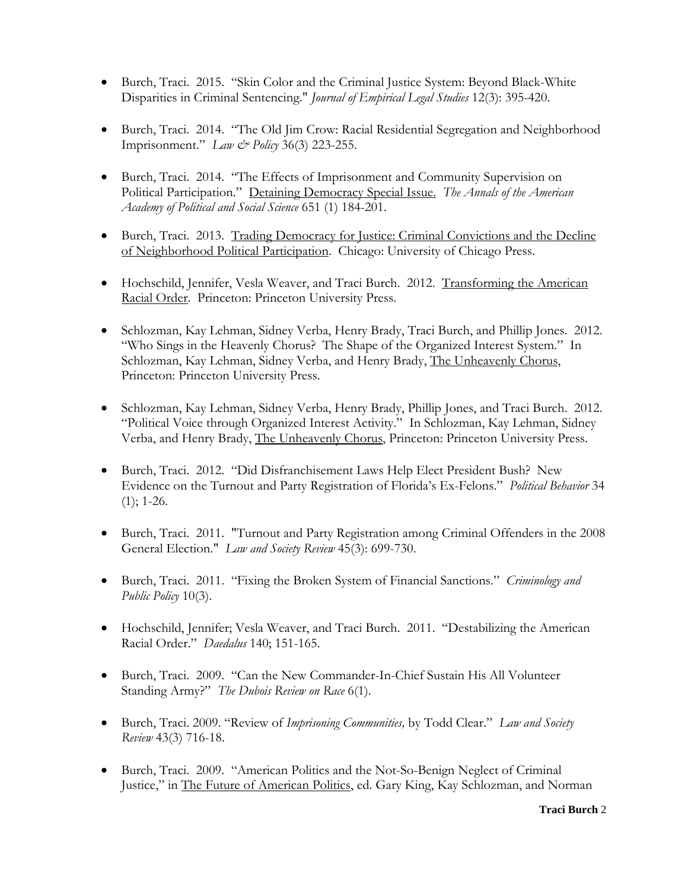- Burch, Traci. 2015. "Skin Color and the Criminal Justice System: Beyond Black-White Disparities in Criminal Sentencing." *Journal of Empirical Legal Studies* 12(3): 395-420.

- Burch, Traci. 2014. "The Old Jim Crow: Racial Residential Segregation and Neighborhood Imprisonment." *Law & Policy* 36(3) 223-255.

- Burch, Traci. 2014. "The Effects of Imprisonment and Community Supervision on Political Participation." <u>Detaining Democracy Special Issue.</u> *The Annals of the American Academy of Political and Social Science* 651 (1) 184-201.

- Burch, Traci. 2013. <u>Trading Democracy for Justice: Criminal Convictions and the Decline of Neighborhood Political Participation</u>. Chicago: University of Chicago Press.

- Hochschild, Jennifer, Vesla Weaver, and Traci Burch. 2012. <u>Transforming the American Racial Order</u>. Princeton: Princeton University Press.

- Schlozman, Kay Lehman, Sidney Verba, Henry Brady, Traci Burch, and Phillip Jones. 2012. "Who Sings in the Heavenly Chorus? The Shape of the Organized Interest System." In Schlozman, Kay Lehman, Sidney Verba, and Henry Brady, <u>The Unheavenly Chorus</u>, Princeton: Princeton University Press.

- Schlozman, Kay Lehman, Sidney Verba, Henry Brady, Phillip Jones, and Traci Burch. 2012. "Political Voice through Organized Interest Activity." In Schlozman, Kay Lehman, Sidney Verba, and Henry Brady, <u>The Unheavenly Chorus</u>, Princeton: Princeton University Press.

- Burch, Traci. 2012. "Did Disfranchisement Laws Help Elect President Bush? New Evidence on the Turnout and Party Registration of Florida's Ex-Felons." *Political Behavior* 34 (1); 1-26.

- Burch, Traci. 2011. "Turnout and Party Registration among Criminal Offenders in the 2008 General Election." *Law and Society Review* 45(3): 699-730.

- Burch, Traci. 2011. "Fixing the Broken System of Financial Sanctions." *Criminology and Public Policy* 10(3).

- Hochschild, Jennifer; Vesla Weaver, and Traci Burch. 2011. "Destabilizing the American Racial Order." *Daedalus* 140; 151-165.

- Burch, Traci. 2009. "Can the New Commander-In-Chief Sustain His All Volunteer Standing Army?" *The Dubois Review on Race* 6(1).

- Burch, Traci. 2009. "Review of *Imprisoning Communities,* by Todd Clear." *Law and Society Review* 43(3) 716-18.

- Burch, Traci. 2009. "American Politics and the Not-So-Benign Neglect of Criminal Justice," in <u>The Future of American Politics</u>, ed. Gary King, Kay Schlozman, and Norman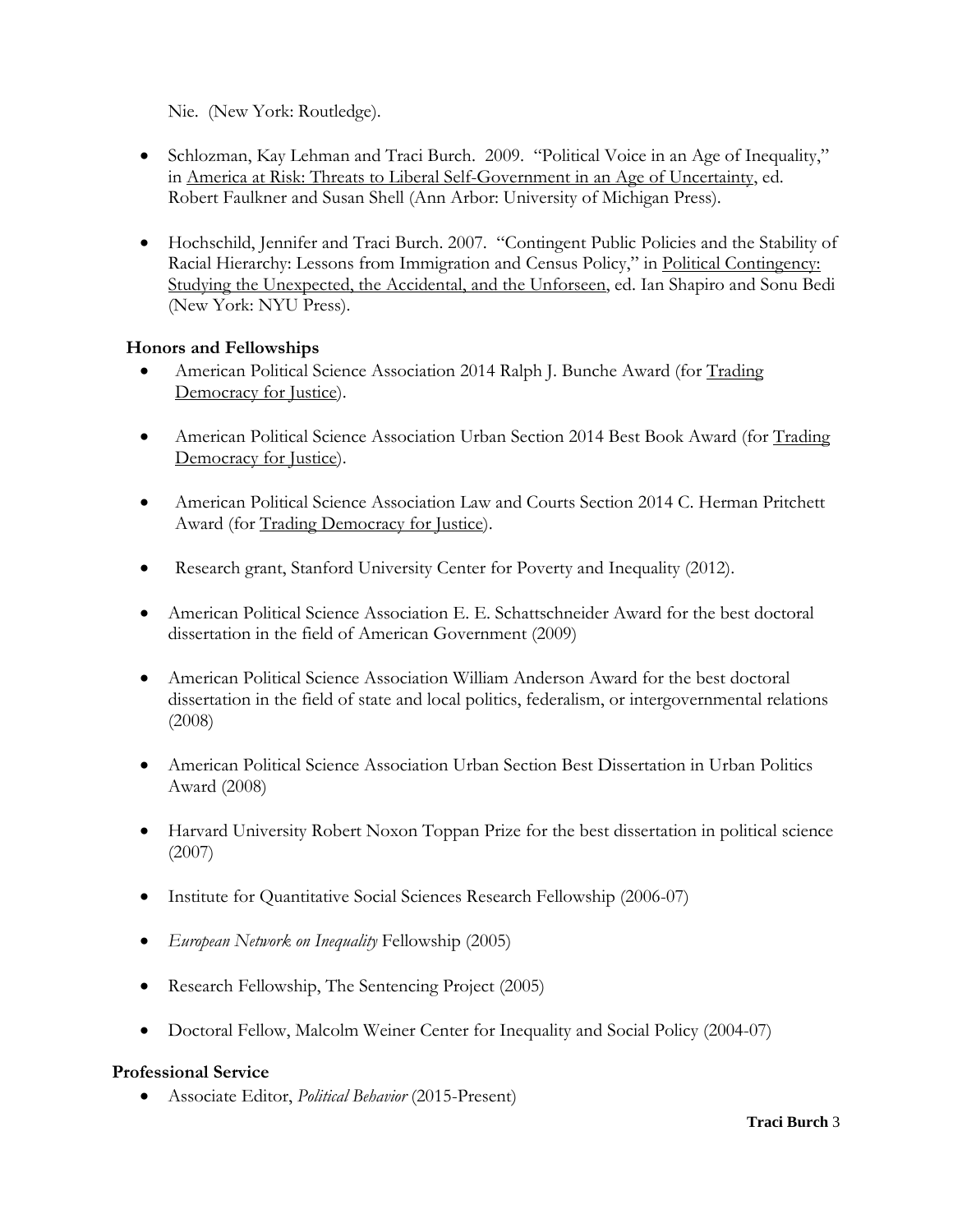Nie. (New York: Routledge).

- Schlozman, Kay Lehman and Traci Burch. 2009. "Political Voice in an Age of Inequality," in America at Risk: Threats to Liberal Self-Government in an Age of Uncertainty, ed. Robert Faulkner and Susan Shell (Ann Arbor: University of Michigan Press).

- Hochschild, Jennifer and Traci Burch. 2007. "Contingent Public Policies and the Stability of Racial Hierarchy: Lessons from Immigration and Census Policy," in Political Contingency: Studying the Unexpected, the Accidental, and the Unforseen, ed. Ian Shapiro and Sonu Bedi (New York: NYU Press).

**Honors and Fellowships**

- American Political Science Association 2014 Ralph J. Bunche Award (for Trading Democracy for Justice).

- American Political Science Association Urban Section 2014 Best Book Award (for Trading Democracy for Justice).

- American Political Science Association Law and Courts Section 2014 C. Herman Pritchett Award (for Trading Democracy for Justice).

- Research grant, Stanford University Center for Poverty and Inequality (2012).

- American Political Science Association E. E. Schattschneider Award for the best doctoral dissertation in the field of American Government (2009)

- American Political Science Association William Anderson Award for the best doctoral dissertation in the field of state and local politics, federalism, or intergovernmental relations (2008)

- American Political Science Association Urban Section Best Dissertation in Urban Politics Award (2008)

- Harvard University Robert Noxon Toppan Prize for the best dissertation in political science (2007)

- Institute for Quantitative Social Sciences Research Fellowship (2006-07)

- *European Network on Inequality* Fellowship (2005)

- Research Fellowship, The Sentencing Project (2005)

- Doctoral Fellow, Malcolm Weiner Center for Inequality and Social Policy (2004-07)

**Professional Service**

- Associate Editor, *Political Behavior* (2015-Present)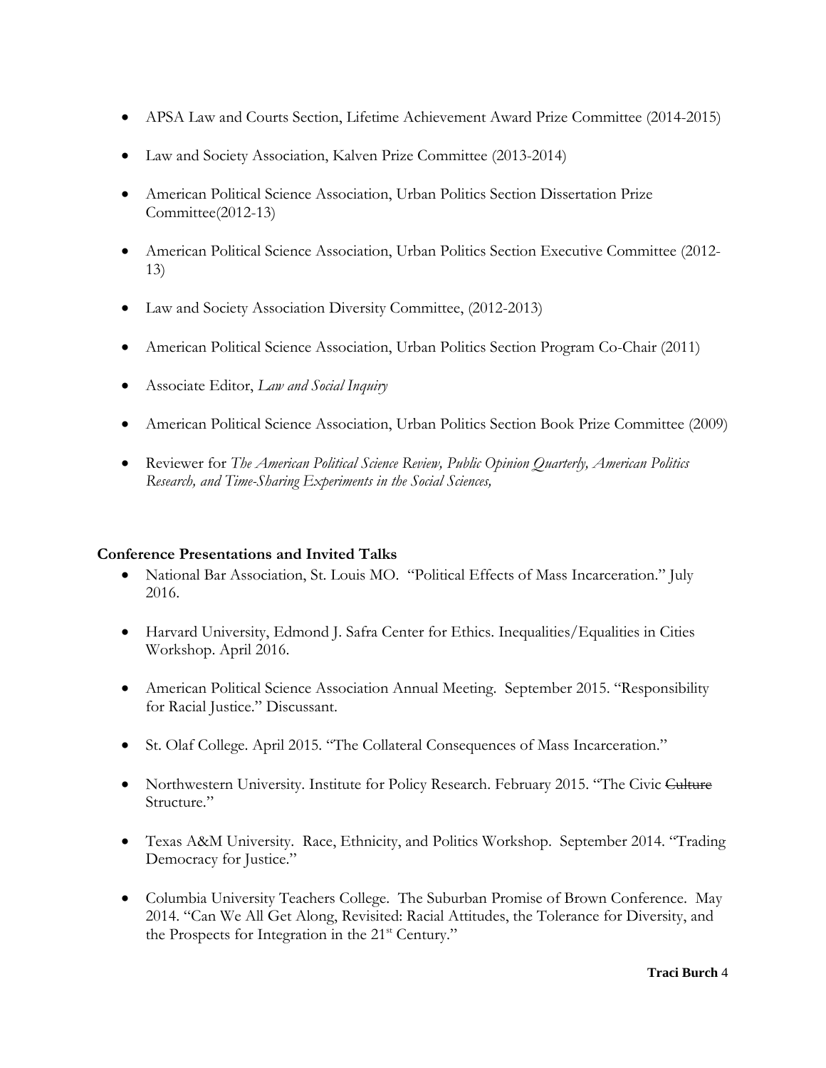- APSA Law and Courts Section, Lifetime Achievement Award Prize Committee (2014-2015)
- Law and Society Association, Kalven Prize Committee (2013-2014)
- American Political Science Association, Urban Politics Section Dissertation Prize Committee(2012-13)
- American Political Science Association, Urban Politics Section Executive Committee (2012-13)
- Law and Society Association Diversity Committee, (2012-2013)
- American Political Science Association, Urban Politics Section Program Co-Chair (2011)
- Associate Editor, *Law and Social Inquiry*
- American Political Science Association, Urban Politics Section Book Prize Committee (2009)
- Reviewer for *The American Political Science Review, Public Opinion Quarterly, American Politics Research, and Time-Sharing Experiments in the Social Sciences,*

**Conference Presentations and Invited Talks**

- National Bar Association, St. Louis MO. "Political Effects of Mass Incarceration." July 2016.
- Harvard University, Edmond J. Safra Center for Ethics. Inequalities/Equalities in Cities Workshop. April 2016.
- American Political Science Association Annual Meeting. September 2015. "Responsibility for Racial Justice." Discussant.
- St. Olaf College. April 2015. "The Collateral Consequences of Mass Incarceration."
- Northwestern University. Institute for Policy Research. February 2015. "The Civic ~~Culture~~ Structure."
- Texas A&M University. Race, Ethnicity, and Politics Workshop. September 2014. "Trading Democracy for Justice."
- Columbia University Teachers College. The Suburban Promise of Brown Conference. May 2014. "Can We All Get Along, Revisited: Racial Attitudes, the Tolerance for Diversity, and the Prospects for Integration in the 21st Century."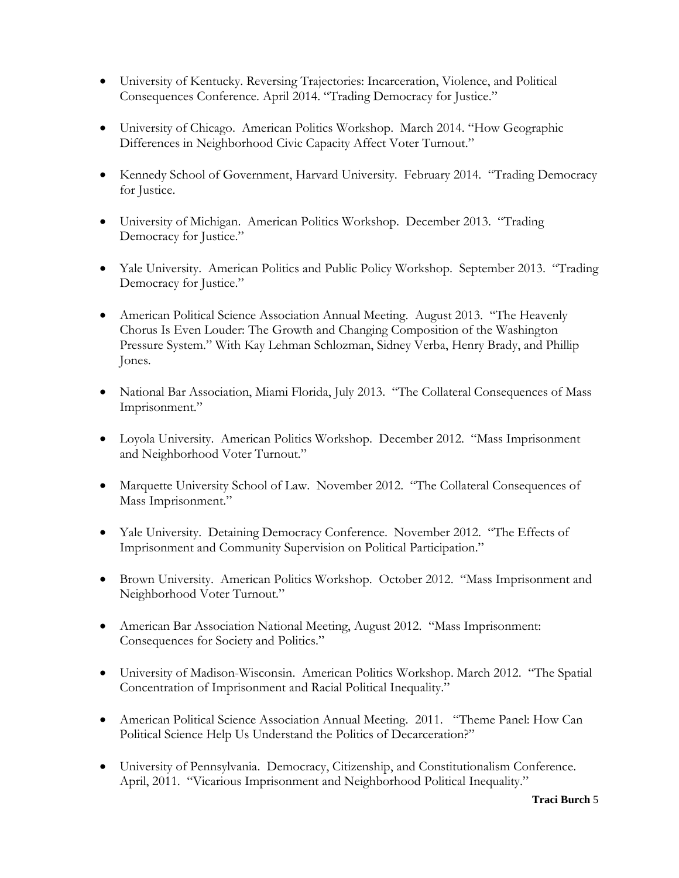- University of Kentucky. Reversing Trajectories: Incarceration, Violence, and Political Consequences Conference. April 2014. "Trading Democracy for Justice."

- University of Chicago. American Politics Workshop. March 2014. "How Geographic Differences in Neighborhood Civic Capacity Affect Voter Turnout."

- Kennedy School of Government, Harvard University. February 2014. "Trading Democracy for Justice.

- University of Michigan. American Politics Workshop. December 2013. "Trading Democracy for Justice."

- Yale University. American Politics and Public Policy Workshop. September 2013. "Trading Democracy for Justice."

- American Political Science Association Annual Meeting. August 2013. "The Heavenly Chorus Is Even Louder: The Growth and Changing Composition of the Washington Pressure System." With Kay Lehman Schlozman, Sidney Verba, Henry Brady, and Phillip Jones.

- National Bar Association, Miami Florida, July 2013. "The Collateral Consequences of Mass Imprisonment."

- Loyola University. American Politics Workshop. December 2012. "Mass Imprisonment and Neighborhood Voter Turnout."

- Marquette University School of Law. November 2012. "The Collateral Consequences of Mass Imprisonment."

- Yale University. Detaining Democracy Conference. November 2012. "The Effects of Imprisonment and Community Supervision on Political Participation."

- Brown University. American Politics Workshop. October 2012. "Mass Imprisonment and Neighborhood Voter Turnout."

- American Bar Association National Meeting, August 2012. "Mass Imprisonment: Consequences for Society and Politics."

- University of Madison-Wisconsin. American Politics Workshop. March 2012. "The Spatial Concentration of Imprisonment and Racial Political Inequality."

- American Political Science Association Annual Meeting. 2011. "Theme Panel: How Can Political Science Help Us Understand the Politics of Decarceration?"

- University of Pennsylvania. Democracy, Citizenship, and Constitutionalism Conference. April, 2011. "Vicarious Imprisonment and Neighborhood Political Inequality."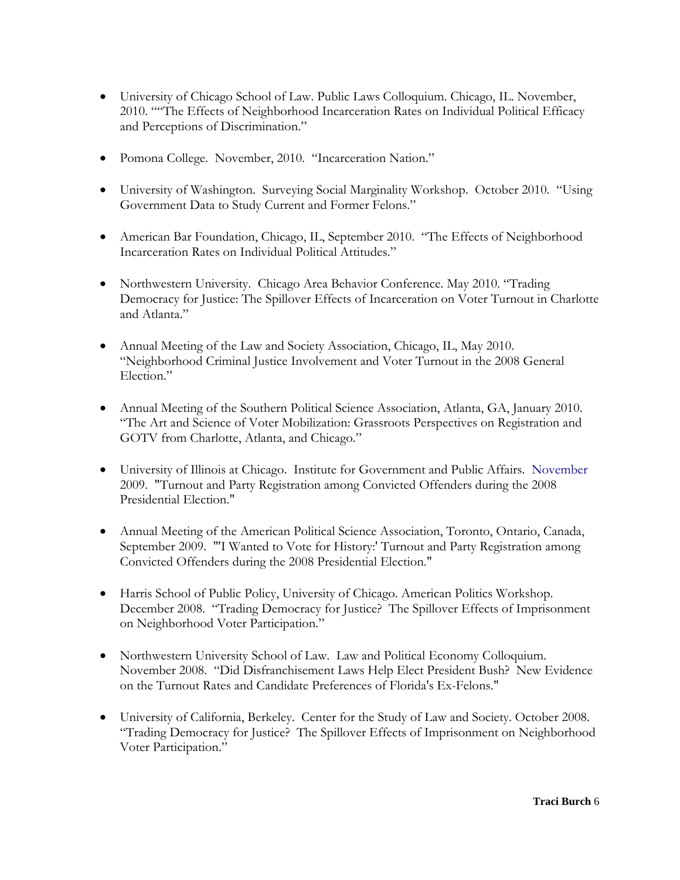- University of Chicago School of Law. Public Laws Colloquium. Chicago, IL. November, 2010. ""The Effects of Neighborhood Incarceration Rates on Individual Political Efficacy and Perceptions of Discrimination."

- Pomona College. November, 2010. "Incarceration Nation."

- University of Washington. Surveying Social Marginality Workshop. October 2010. "Using Government Data to Study Current and Former Felons."

- American Bar Foundation, Chicago, IL, September 2010. "The Effects of Neighborhood Incarceration Rates on Individual Political Attitudes."

- Northwestern University. Chicago Area Behavior Conference. May 2010. "Trading Democracy for Justice: The Spillover Effects of Incarceration on Voter Turnout in Charlotte and Atlanta."

- Annual Meeting of the Law and Society Association, Chicago, IL, May 2010. "Neighborhood Criminal Justice Involvement and Voter Turnout in the 2008 General Election."

- Annual Meeting of the Southern Political Science Association, Atlanta, GA, January 2010. "The Art and Science of Voter Mobilization: Grassroots Perspectives on Registration and GOTV from Charlotte, Atlanta, and Chicago."

- University of Illinois at Chicago. Institute for Government and Public Affairs. November 2009. "Turnout and Party Registration among Convicted Offenders during the 2008 Presidential Election."

- Annual Meeting of the American Political Science Association, Toronto, Ontario, Canada, September 2009. "'I Wanted to Vote for History:' Turnout and Party Registration among Convicted Offenders during the 2008 Presidential Election."

- Harris School of Public Policy, University of Chicago. American Politics Workshop. December 2008. "Trading Democracy for Justice? The Spillover Effects of Imprisonment on Neighborhood Voter Participation."

- Northwestern University School of Law. Law and Political Economy Colloquium. November 2008. "Did Disfranchisement Laws Help Elect President Bush? New Evidence on the Turnout Rates and Candidate Preferences of Florida's Ex-Felons."

- University of California, Berkeley. Center for the Study of Law and Society. October 2008. "Trading Democracy for Justice? The Spillover Effects of Imprisonment on Neighborhood Voter Participation."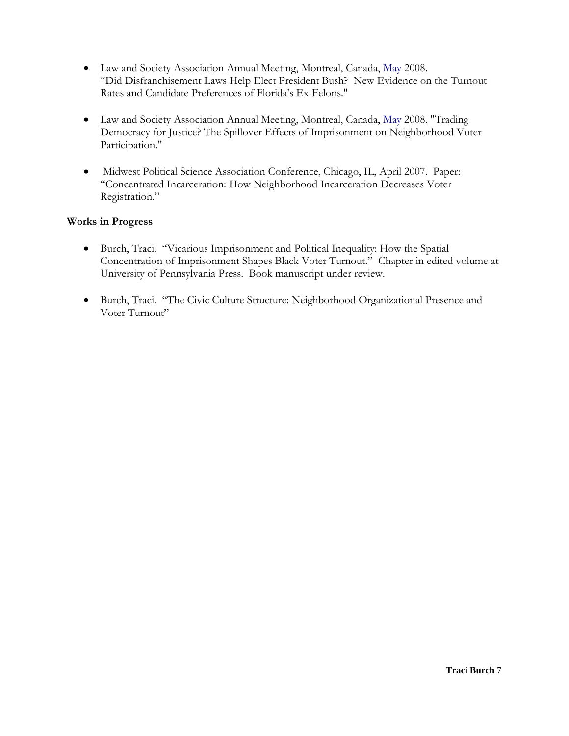- Law and Society Association Annual Meeting, Montreal, Canada, May 2008. "Did Disfranchisement Laws Help Elect President Bush? New Evidence on the Turnout Rates and Candidate Preferences of Florida's Ex-Felons."

- Law and Society Association Annual Meeting, Montreal, Canada, May 2008. "Trading Democracy for Justice? The Spillover Effects of Imprisonment on Neighborhood Voter Participation."

- Midwest Political Science Association Conference, Chicago, IL, April 2007. Paper: "Concentrated Incarceration: How Neighborhood Incarceration Decreases Voter Registration."

**Works in Progress**

- Burch, Traci. "Vicarious Imprisonment and Political Inequality: How the Spatial Concentration of Imprisonment Shapes Black Voter Turnout." Chapter in edited volume at University of Pennsylvania Press. Book manuscript under review.

- Burch, Traci. "The Civic ~~Culture~~ Structure: Neighborhood Organizational Presence and Voter Turnout"